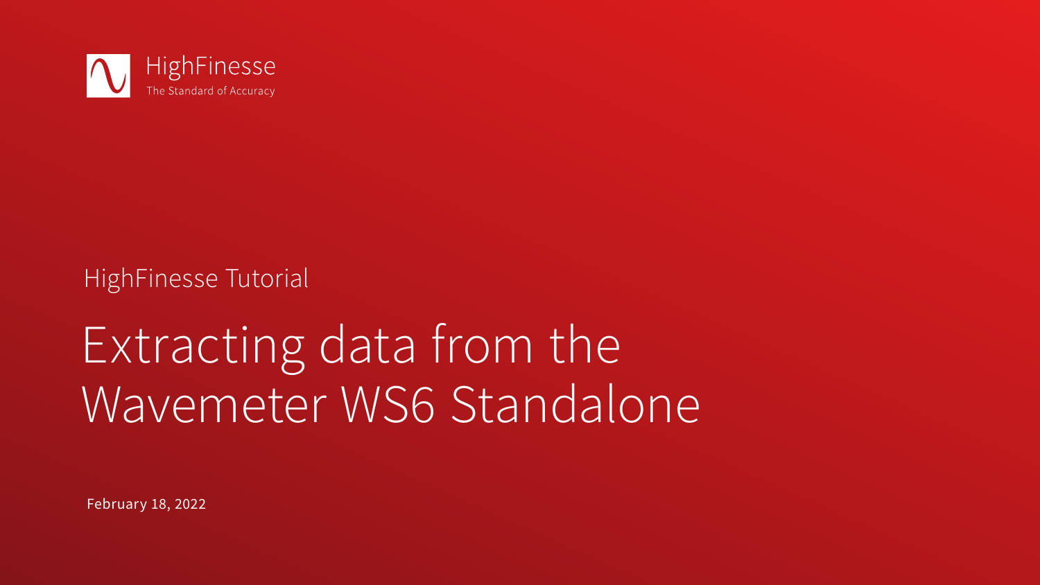HighFinesse
The Standard of Accuracy

HighFinesse Tutorial

# Extracting data from the Wavemeter WS6 Standalone

February 18, 2022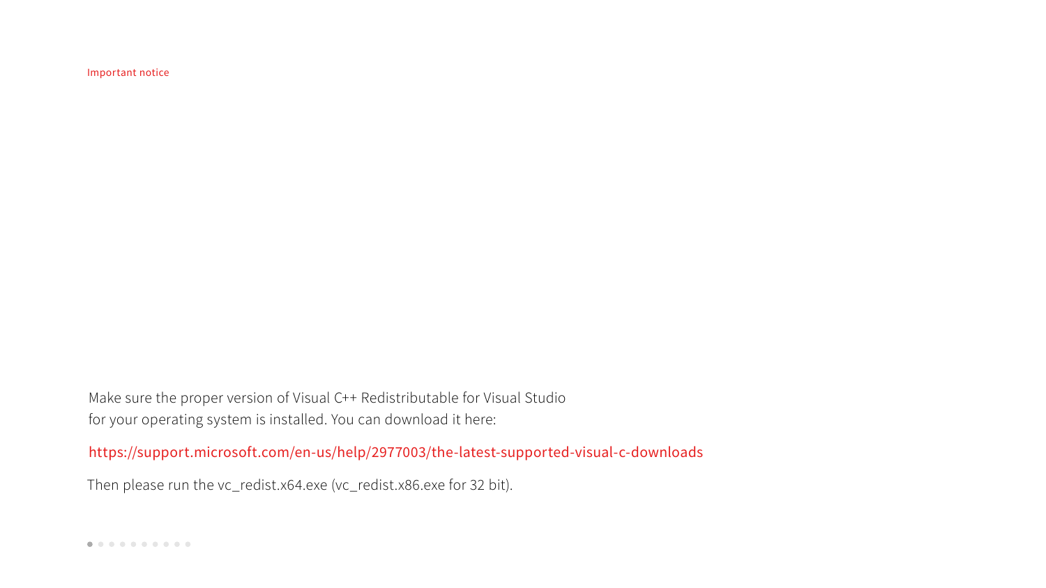Important notice

Make sure the proper version of Visual C++ Redistributable for Visual Studio
for your operating system is installed. You can download it here:

https://support.microsoft.com/en-us/help/2977003/the-latest-supported-visual-c-downloads

Then please run the vc_redist.x64.exe (vc_redist.x86.exe for 32 bit).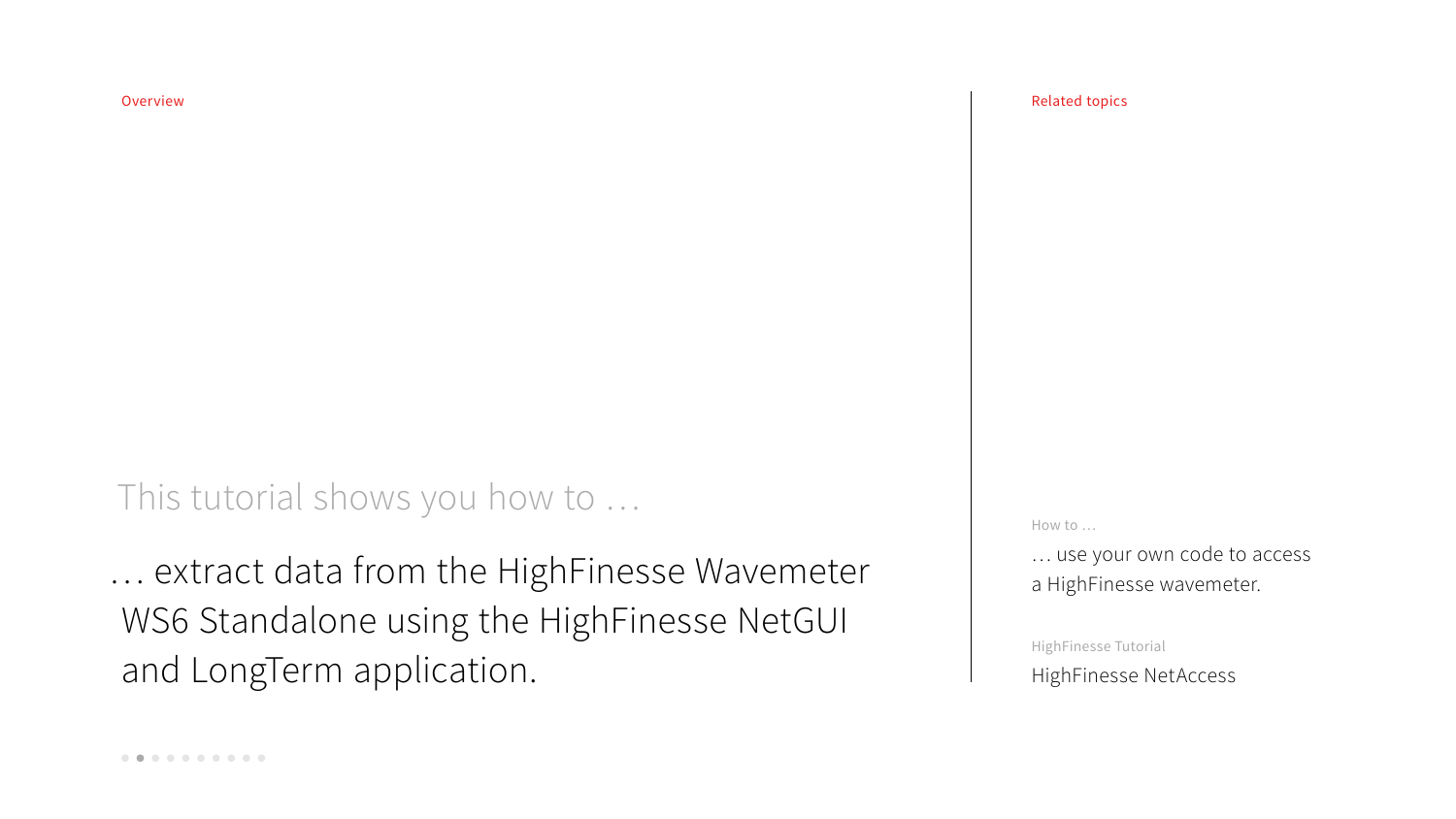Overview

This tutorial shows you how to …

… extract data from the HighFinesse Wavemeter WS6 Standalone using the HighFinesse NetGUI and LongTerm application.

Related topics

How to …

… use your own code to access a HighFinesse wavemeter.

HighFinesse Tutorial

HighFinesse NetAccess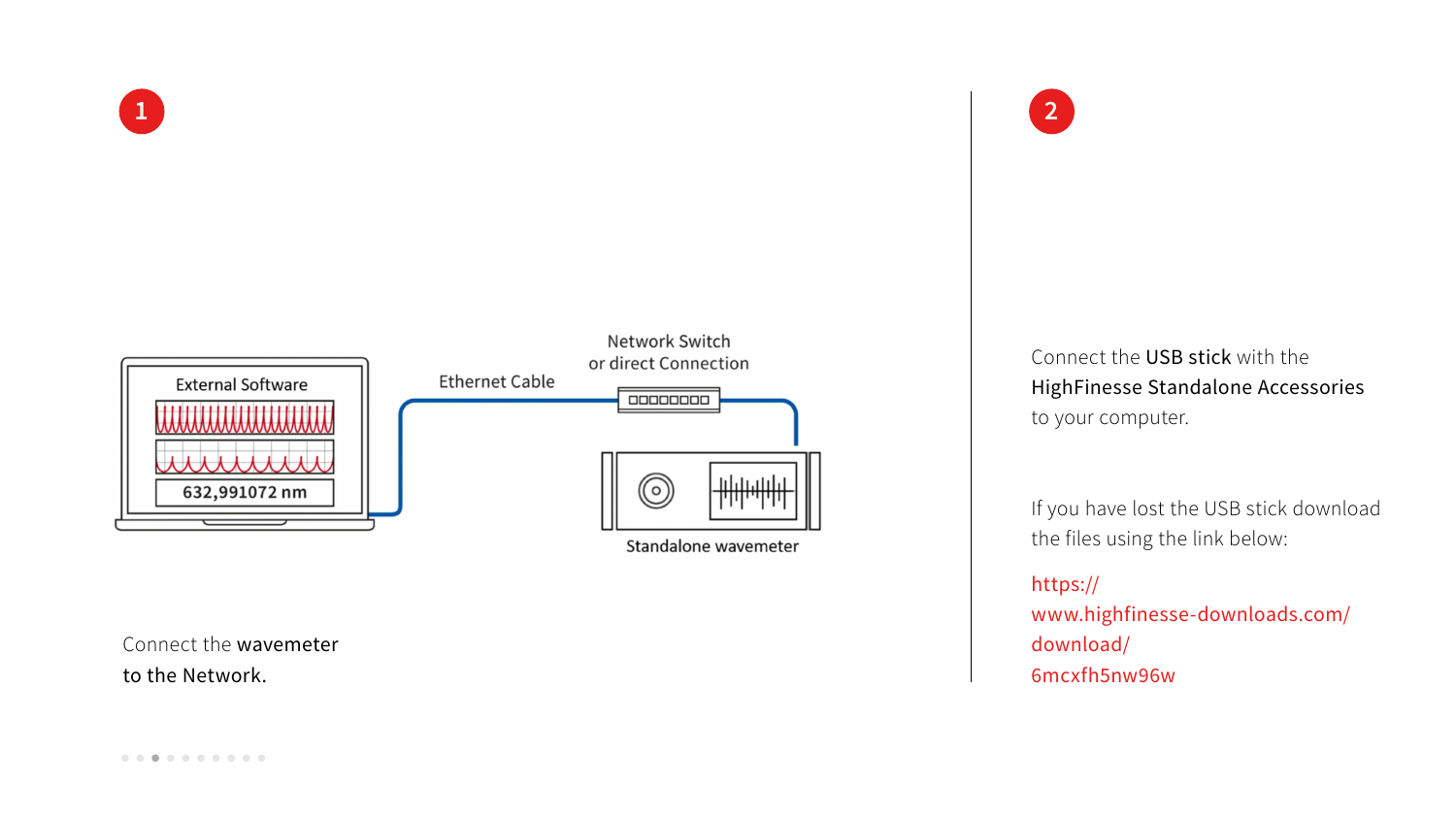## 1

External Software

632,991072 nm

Ethernet Cable

Network Switch
or direct Connection

Standalone wavemeter

Connect the **wavemeter**
**to the Network.**

## 2

Connect the **USB stick** with the **HighFinesse Standalone Accessories** to your computer.

If you have lost the USB stick download the files using the link below:

https://www.highfinesse-downloads.com/download/6mcxfh5nw96w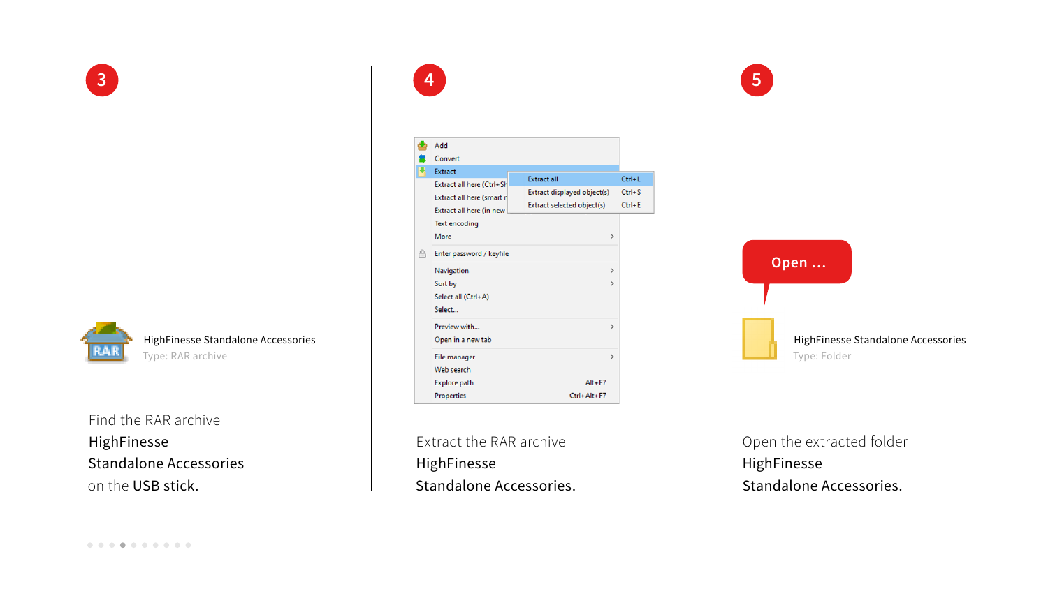**3**

HighFinesse Standalone Accessories
Type: RAR archive

Find the RAR archive **HighFinesse Standalone Accessories** on the **USB stick.**

**4**

- Add
- Convert
- Extract
  - Extract all — Ctrl+L
  - Extract displayed object(s) — Ctrl+S
  - Extract selected object(s) — Ctrl+E
- Extract all here (Ctrl+Sh
- Extract all here (smart n
- Extract all here (in new
- Text encoding
- More
- Enter password / keyfile
- Navigation
- Sort by
- Select all (Ctrl+A)
- Select...
- Preview with...
- Open in a new tab
- File manager
- Web search
- Explore path — Alt+F7
- Properties — Ctrl+Alt+F7

Extract the RAR archive **HighFinesse Standalone Accessories.**

**5**

Open ...

HighFinesse Standalone Accessories
Type: Folder

Open the extracted folder **HighFinesse Standalone Accessories.**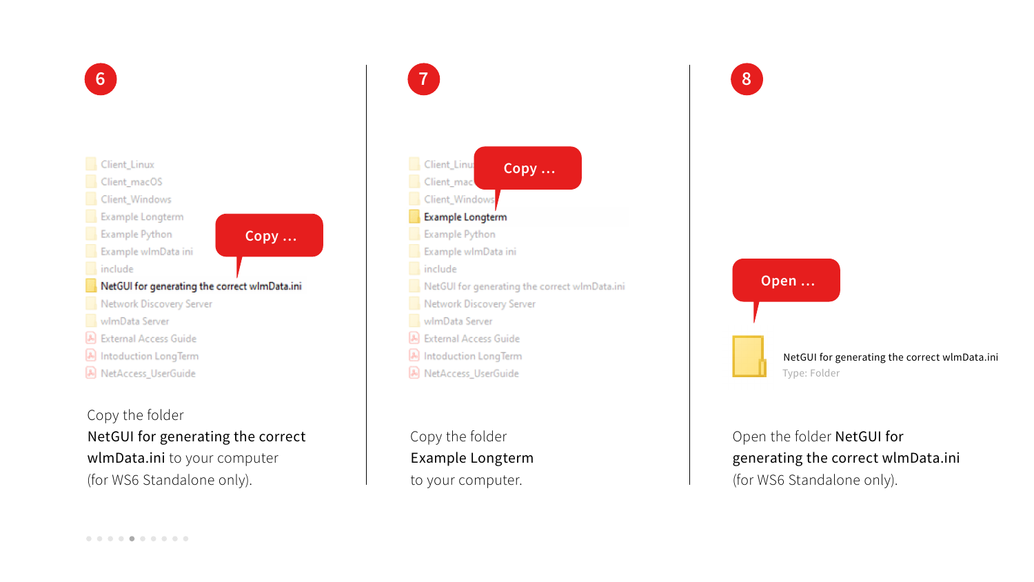## 6

- Client_Linux
- Client_macOS
- Client_Windows
- Example Longterm
- Example Python
- Example wlmData ini
- include
- NetGUI for generating the correct wlmData.ini
- Network Discovery Server
- wlmData Server
- External Access Guide
- Intoduction LongTerm
- NetAccess_UserGuide

Copy …

Copy the folder
**NetGUI for generating the correct wlmData.ini** to your computer
(for WS6 Standalone only).

## 7

- Client_Linux
- Client_macOS
- Client_Windows
- Example Longterm
- Example Python
- Example wlmData ini
- include
- NetGUI for generating the correct wlmData.ini
- Network Discovery Server
- wlmData Server
- External Access Guide
- Intoduction LongTerm
- NetAccess_UserGuide

Copy …

Copy the folder
**Example Longterm**
to your computer.

## 8

Open …

NetGUI for generating the correct wlmData.ini
Type: Folder

Open the folder **NetGUI for generating the correct wlmData.ini**
(for WS6 Standalone only).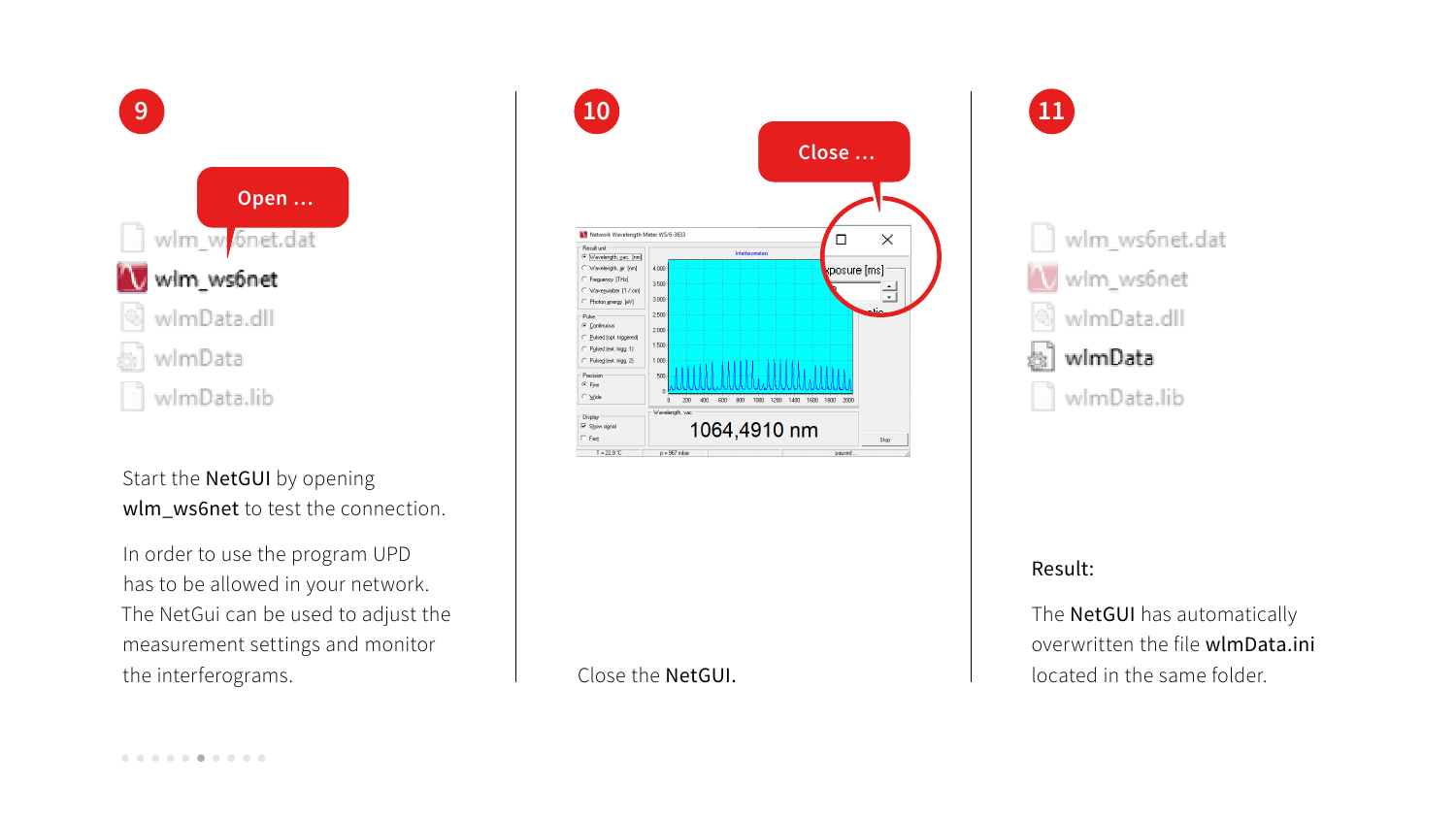## 9

Open …

Start the **NetGUI** by opening **wlm_ws6net** to test the connection.

In order to use the program UPD has to be allowed in your network. The NetGui can be used to adjust the measurement settings and monitor the interferograms.

## 10

Close …

Close the **NetGUI**.

## 11

Result:

The **NetGUI** has automatically overwritten the file **wlmData.ini** located in the same folder.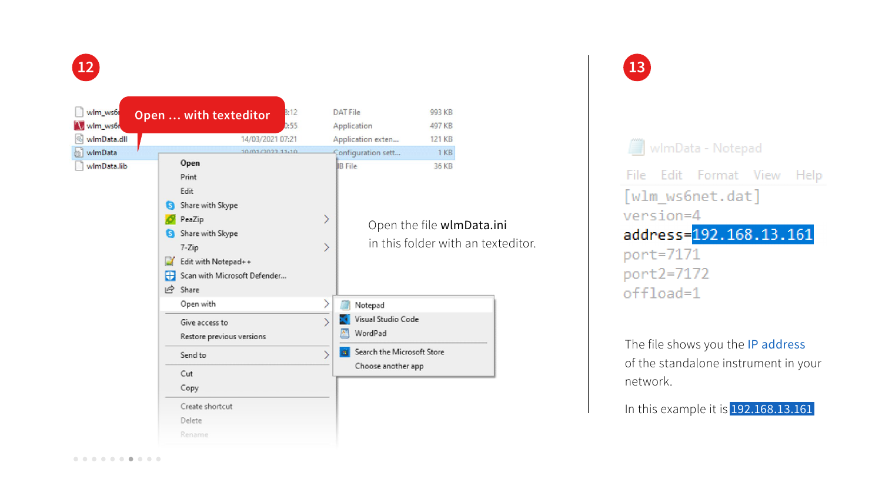12

Open … with texteditor

Open the file **wlmData.ini** in this folder with an texteditor.

13

```
[wlm_ws6net.dat]
version=4
address=192.168.13.161
port=7171
port2=7172
offload=1
```

The file shows you the IP address of the standalone instrument in your network.

In this example it is 192.168.13.161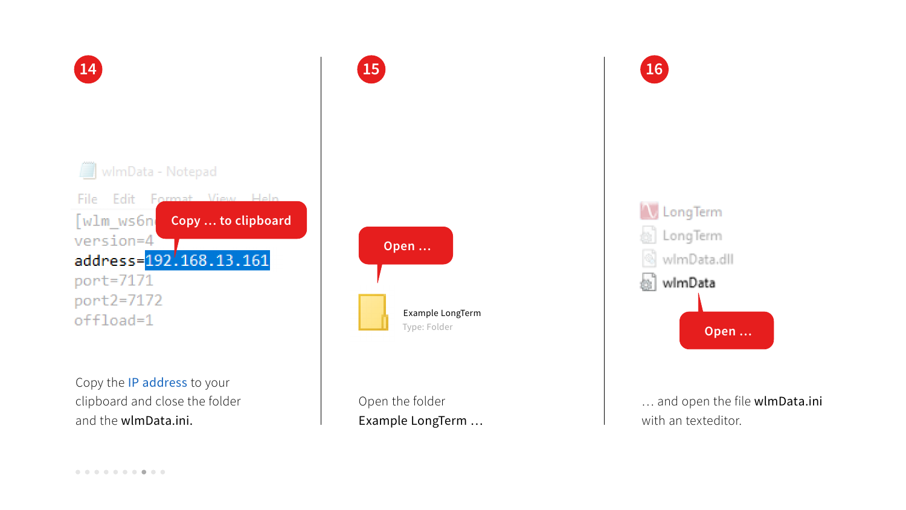**14**

wlmData - Notepad

File Edit Format View Help

```
[wlm_ws6n
version=4
address=192.168.13.161
port=7171
port2=7172
offload=1
```

Copy … to clipboard

Copy the IP address to your clipboard and close the folder and the **wlmData.ini**.

**15**

Open …

Example LongTerm
Type: Folder

Open the folder **Example LongTerm …**

**16**

LongTerm
LongTerm
wlmData.dll
**wlmData**

Open …

… and open the file **wlmData.ini** with an texteditor.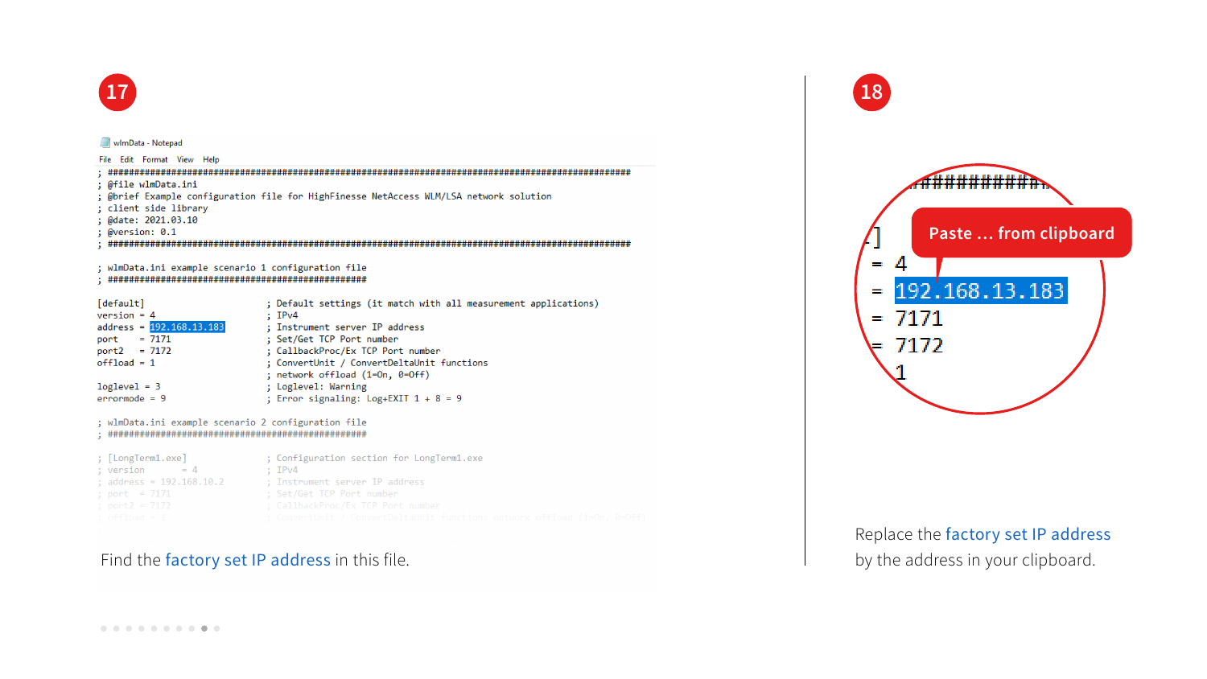17

wlmData - Notepad

File Edit Format View Help

```
; ################################################################################################
; @file wlmData.ini
; @brief Example configuration file for HighFinesse NetAccess WLM/LSA network solution
; client side library
; @date: 2021.03.10
; @version: 0.1
; ################################################################################################

; wlmData.ini example scenario 1 configuration file
; ##################################################

[default]                   ; Default settings (it match with all measurement applications)
version = 4                 ; IPv4
address = 192.168.13.183    ; Instrument server IP address
port    = 7171              ; Set/Get TCP Port number
port2   = 7172              ; CallbackProc/Ex TCP Port number
offload = 1                 ; ConvertUnit / ConvertDeltaUnit functions
                            ; network offload (1=On, 0=Off)

loglevel = 3                ; Loglevel: Warning
errormode = 9               ; Error signaling: Log+EXIT 1 + 8 = 9

; wlmData.ini example scenario 2 configuration file
; ##################################################

; [LongTerm1.exe]           ; Configuration section for LongTerm1.exe
; version     = 4           ; IPv4
; address = 192.168.10.2    ; Instrument server IP address
; port  = 7171              ; Set/Get TCP Port number
; port2 = 7172              ; CallbackProc/Ex TCP Port number
; offload = 1               ; ConvertUnit / ConvertDeltaUnit functions network offload (1=On, 0=Off)
```

Find the factory set IP address in this file.

18

Paste … from clipboard

```
= 4
= 192.168.13.183
= 7171
= 7172
  1
```

Replace the factory set IP address by the address in your clipboard.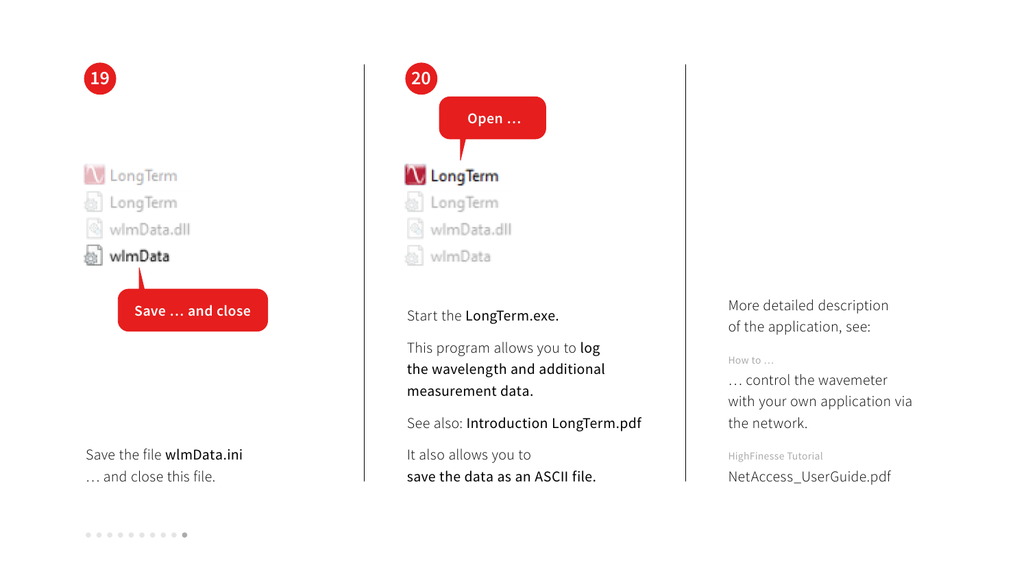**19**

LongTerm
LongTerm
wlmData.dll
wlmData

Save … and close

Save the file **wlmData.ini**
… and close this file.

**20**

Open …

LongTerm
LongTerm
wlmData.dll
wlmData

Start the **LongTerm.exe.**

This program allows you to **log the wavelength and additional measurement data.**

See also: **Introduction LongTerm.pdf**

It also allows you to
**save the data as an ASCII file.**

More detailed description of the application, see:

How to …

… control the wavemeter with your own application via the network.

HighFinesse Tutorial

NetAccess_UserGuide.pdf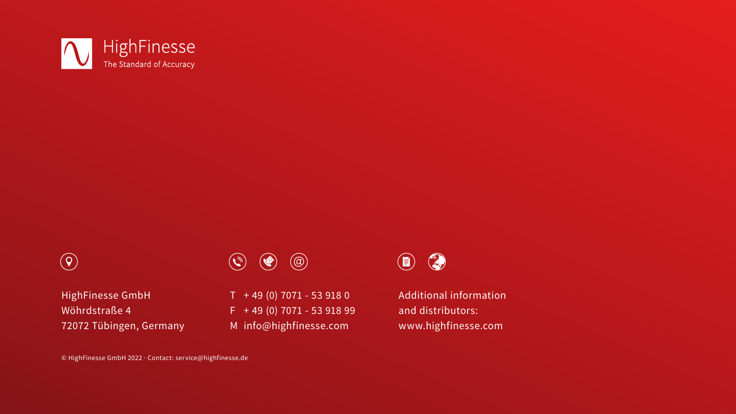HighFinesse
The Standard of Accuracy

HighFinesse GmbH
Wöhrdstraße 4
72072 Tübingen, Germany

T + 49 (0) 7071 - 53 918 0
F + 49 (0) 7071 - 53 918 99
M info@highfinesse.com

Additional information
and distributors:
www.highfinesse.com

© HighFinesse GmbH 2022 · Contact: service@highfinesse.de